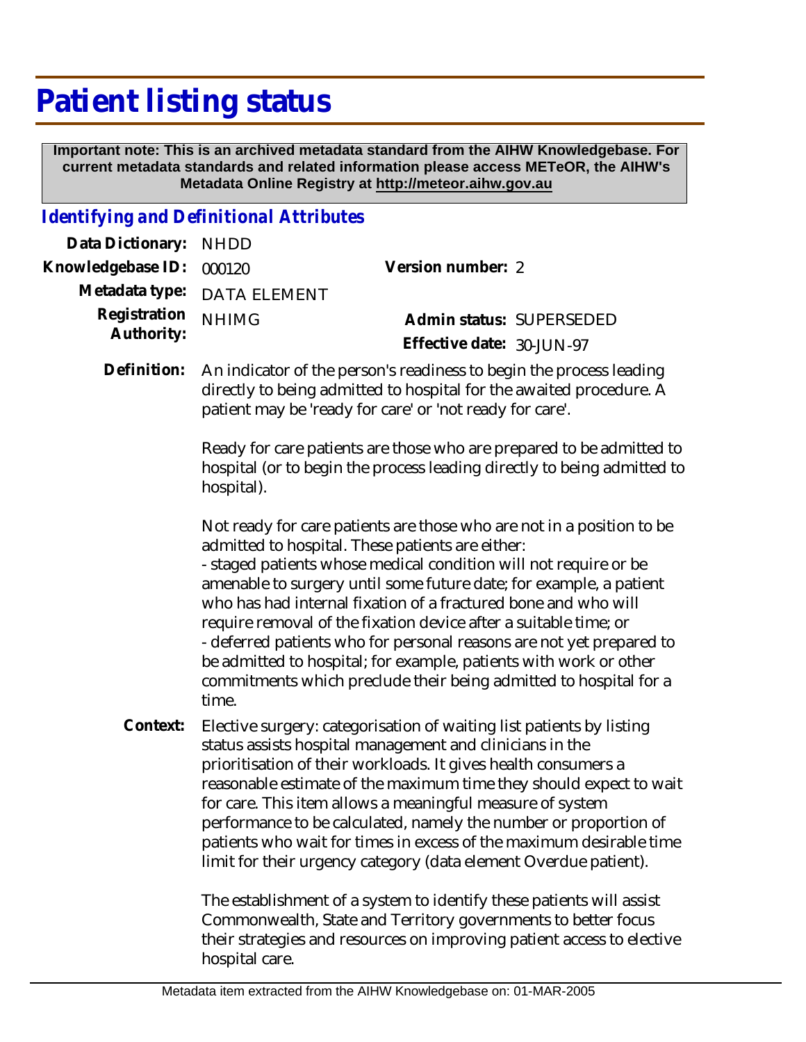# Patient listing status

**Important note: This is an archived metadata standard from the AIHW Knowledgebase. For current metadata standards and related information please access METeOR, the AIHW's Metadata Online Registry at http://meteor.aihw.gov.au**

## *Identifying and Definitional Attributes*

**Data Dictionary:** NHDD

**Knowledgebase ID:** 000120

**Version number:** 2

**Metadata type:** DATA ELEMENT

**Registration Authority:** NHIMG

**Admin status:** SUPERSEDED

**Effective date:** 30-JUN-97

**Definition:** An indicator of the person's readiness to begin the process leading directly to being admitted to hospital for the awaited procedure. A patient may be 'ready for care' or 'not ready for care'.

Ready for care patients are those who are prepared to be admitted to hospital (or to begin the process leading directly to being admitted to hospital).

Not ready for care patients are those who are not in a position to be admitted to hospital. These patients are either:
- staged patients whose medical condition will not require or be amenable to surgery until some future date; for example, a patient who has had internal fixation of a fractured bone and who will require removal of the fixation device after a suitable time; or
- deferred patients who for personal reasons are not yet prepared to be admitted to hospital; for example, patients with work or other commitments which preclude their being admitted to hospital for a time.

**Context:** Elective surgery: categorisation of waiting list patients by listing status assists hospital management and clinicians in the prioritisation of their workloads. It gives health consumers a reasonable estimate of the maximum time they should expect to wait for care. This item allows a meaningful measure of system performance to be calculated, namely the number or proportion of patients who wait for times in excess of the maximum desirable time limit for their urgency category (data element Overdue patient).

The establishment of a system to identify these patients will assist Commonwealth, State and Territory governments to better focus their strategies and resources on improving patient access to elective hospital care.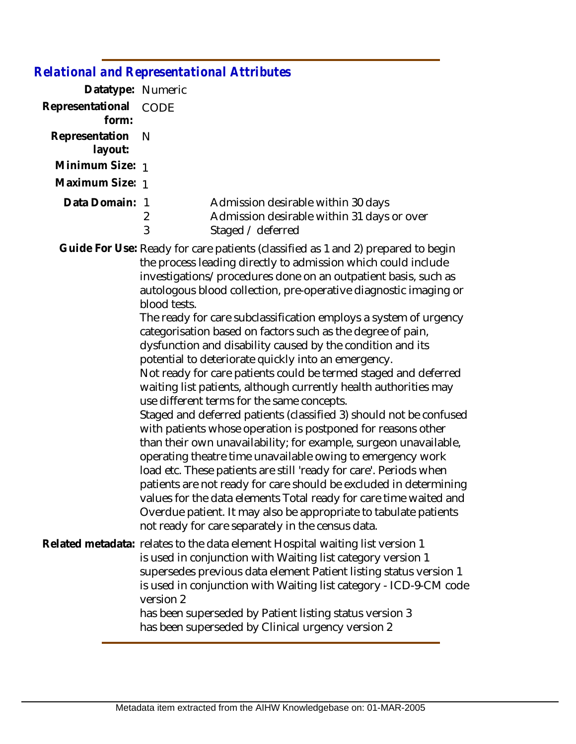## *Relational and Representational Attributes*

**Datatype:** Numeric

**Representational form:** CODE

**Representation layout:** N

**Minimum Size:** 1

**Maximum Size:** 1

**Data Domain:**

| | |
|---|---|
| 1 | Admission desirable within 30 days |
| 2 | Admission desirable within 31 days or over |
| 3 | Staged / deferred |

**Guide For Use:** Ready for care patients (classified as 1 and 2) prepared to begin the process leading directly to admission which could include investigations/procedures done on an outpatient basis, such as autologous blood collection, pre-operative diagnostic imaging or blood tests.

The ready for care subclassification employs a system of urgency categorisation based on factors such as the degree of pain, dysfunction and disability caused by the condition and its potential to deteriorate quickly into an emergency.

Not ready for care patients could be termed staged and deferred waiting list patients, although currently health authorities may use different terms for the same concepts.

Staged and deferred patients (classified 3) should not be confused with patients whose operation is postponed for reasons other than their own unavailability; for example, surgeon unavailable, operating theatre time unavailable owing to emergency work load etc. These patients are still 'ready for care'. Periods when patients are not ready for care should be excluded in determining values for the data elements Total ready for care time waited and Overdue patient. It may also be appropriate to tabulate patients not ready for care separately in the census data.

**Related metadata:** relates to the data element Hospital waiting list version 1
is used in conjunction with Waiting list category version 1
supersedes previous data element Patient listing status version 1
is used in conjunction with Waiting list category - ICD-9-CM code version 2
has been superseded by Patient listing status version 3
has been superseded by Clinical urgency version 2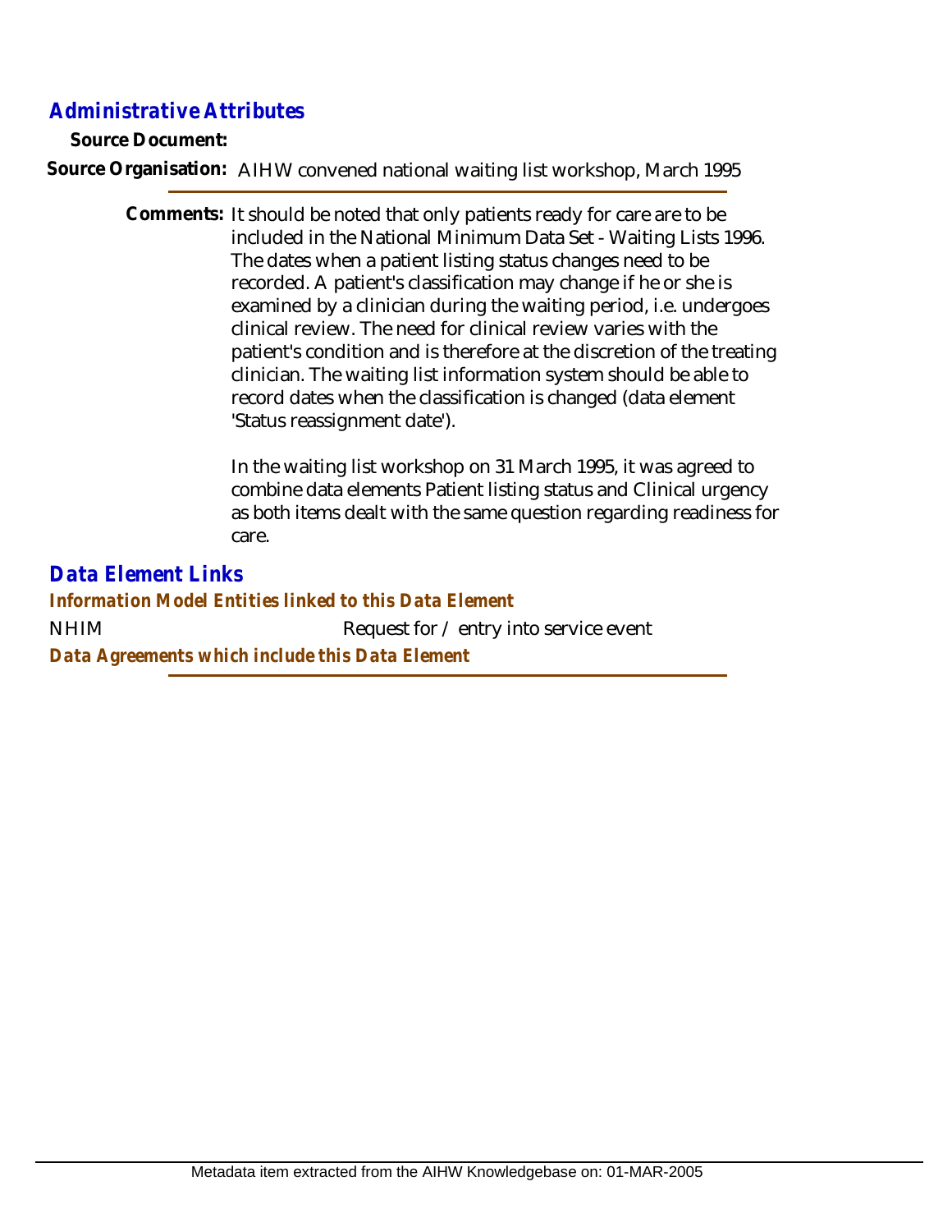## Administrative Attributes

**Source Document:**

**Source Organisation:** AIHW convened national waiting list workshop, March 1995

**Comments:** It should be noted that only patients ready for care are to be included in the National Minimum Data Set - Waiting Lists 1996. The dates when a patient listing status changes need to be recorded. A patient's classification may change if he or she is examined by a clinician during the waiting period, i.e. undergoes clinical review. The need for clinical review varies with the patient's condition and is therefore at the discretion of the treating clinician. The waiting list information system should be able to record dates when the classification is changed (data element 'Status reassignment date').

In the waiting list workshop on 31 March 1995, it was agreed to combine data elements Patient listing status and Clinical urgency as both items dealt with the same question regarding readiness for care.

## Data Element Links

### Information Model Entities linked to this Data Element

NHIM — Request for / entry into service event

### Data Agreements which include this Data Element

Metadata item extracted from the AIHW Knowledgebase on: 01-MAR-2005